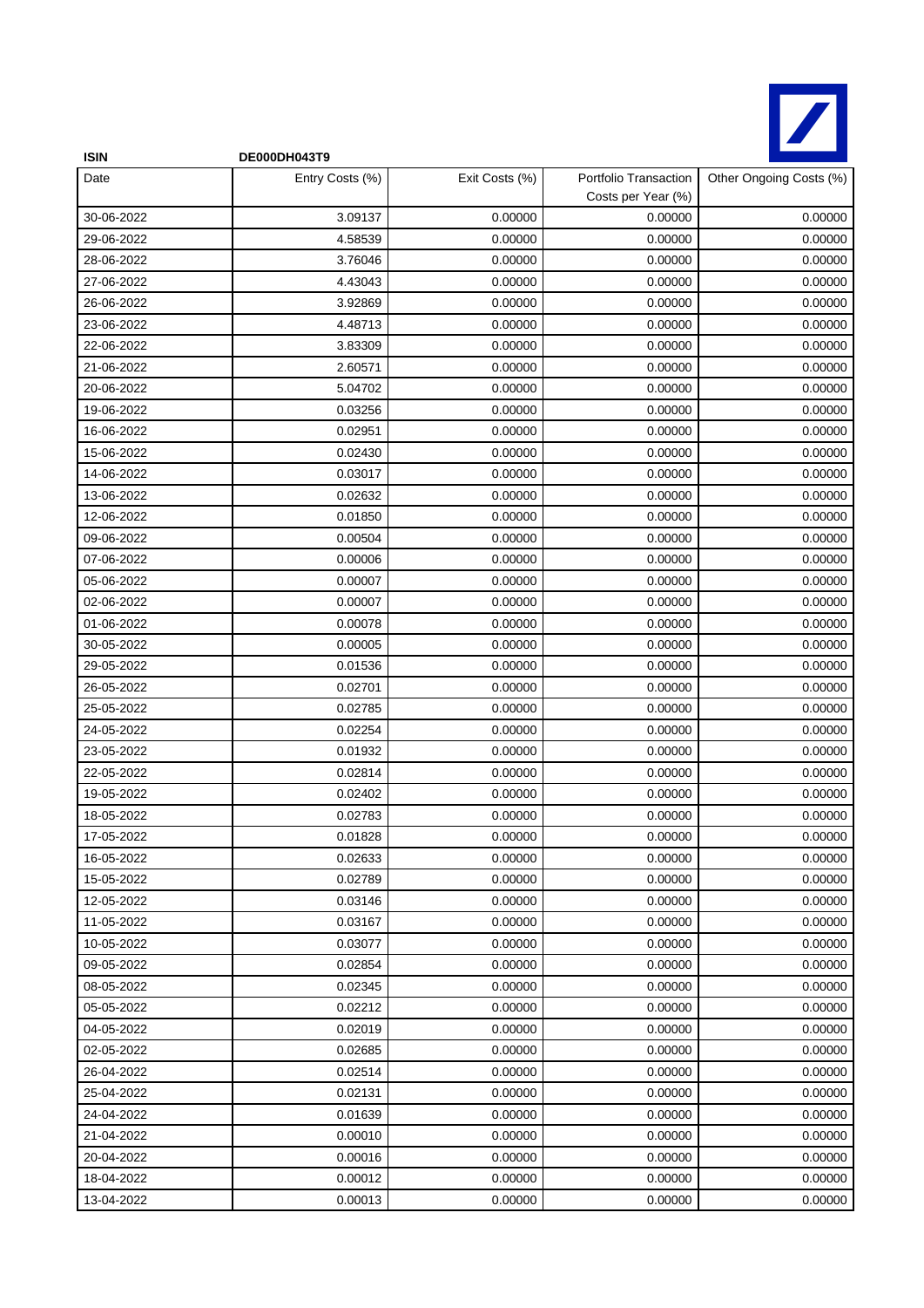**ISIN** **DE000DH043T9**

| Date | Entry Costs (%) | Exit Costs (%) | Portfolio Transaction Costs per Year (%) | Other Ongoing Costs (%) |
|---|---|---|---|---|
| 30-06-2022 | 3.09137 | 0.00000 | 0.00000 | 0.00000 |
| 29-06-2022 | 4.58539 | 0.00000 | 0.00000 | 0.00000 |
| 28-06-2022 | 3.76046 | 0.00000 | 0.00000 | 0.00000 |
| 27-06-2022 | 4.43043 | 0.00000 | 0.00000 | 0.00000 |
| 26-06-2022 | 3.92869 | 0.00000 | 0.00000 | 0.00000 |
| 23-06-2022 | 4.48713 | 0.00000 | 0.00000 | 0.00000 |
| 22-06-2022 | 3.83309 | 0.00000 | 0.00000 | 0.00000 |
| 21-06-2022 | 2.60571 | 0.00000 | 0.00000 | 0.00000 |
| 20-06-2022 | 5.04702 | 0.00000 | 0.00000 | 0.00000 |
| 19-06-2022 | 0.03256 | 0.00000 | 0.00000 | 0.00000 |
| 16-06-2022 | 0.02951 | 0.00000 | 0.00000 | 0.00000 |
| 15-06-2022 | 0.02430 | 0.00000 | 0.00000 | 0.00000 |
| 14-06-2022 | 0.03017 | 0.00000 | 0.00000 | 0.00000 |
| 13-06-2022 | 0.02632 | 0.00000 | 0.00000 | 0.00000 |
| 12-06-2022 | 0.01850 | 0.00000 | 0.00000 | 0.00000 |
| 09-06-2022 | 0.00504 | 0.00000 | 0.00000 | 0.00000 |
| 07-06-2022 | 0.00006 | 0.00000 | 0.00000 | 0.00000 |
| 05-06-2022 | 0.00007 | 0.00000 | 0.00000 | 0.00000 |
| 02-06-2022 | 0.00007 | 0.00000 | 0.00000 | 0.00000 |
| 01-06-2022 | 0.00078 | 0.00000 | 0.00000 | 0.00000 |
| 30-05-2022 | 0.00005 | 0.00000 | 0.00000 | 0.00000 |
| 29-05-2022 | 0.01536 | 0.00000 | 0.00000 | 0.00000 |
| 26-05-2022 | 0.02701 | 0.00000 | 0.00000 | 0.00000 |
| 25-05-2022 | 0.02785 | 0.00000 | 0.00000 | 0.00000 |
| 24-05-2022 | 0.02254 | 0.00000 | 0.00000 | 0.00000 |
| 23-05-2022 | 0.01932 | 0.00000 | 0.00000 | 0.00000 |
| 22-05-2022 | 0.02814 | 0.00000 | 0.00000 | 0.00000 |
| 19-05-2022 | 0.02402 | 0.00000 | 0.00000 | 0.00000 |
| 18-05-2022 | 0.02783 | 0.00000 | 0.00000 | 0.00000 |
| 17-05-2022 | 0.01828 | 0.00000 | 0.00000 | 0.00000 |
| 16-05-2022 | 0.02633 | 0.00000 | 0.00000 | 0.00000 |
| 15-05-2022 | 0.02789 | 0.00000 | 0.00000 | 0.00000 |
| 12-05-2022 | 0.03146 | 0.00000 | 0.00000 | 0.00000 |
| 11-05-2022 | 0.03167 | 0.00000 | 0.00000 | 0.00000 |
| 10-05-2022 | 0.03077 | 0.00000 | 0.00000 | 0.00000 |
| 09-05-2022 | 0.02854 | 0.00000 | 0.00000 | 0.00000 |
| 08-05-2022 | 0.02345 | 0.00000 | 0.00000 | 0.00000 |
| 05-05-2022 | 0.02212 | 0.00000 | 0.00000 | 0.00000 |
| 04-05-2022 | 0.02019 | 0.00000 | 0.00000 | 0.00000 |
| 02-05-2022 | 0.02685 | 0.00000 | 0.00000 | 0.00000 |
| 26-04-2022 | 0.02514 | 0.00000 | 0.00000 | 0.00000 |
| 25-04-2022 | 0.02131 | 0.00000 | 0.00000 | 0.00000 |
| 24-04-2022 | 0.01639 | 0.00000 | 0.00000 | 0.00000 |
| 21-04-2022 | 0.00010 | 0.00000 | 0.00000 | 0.00000 |
| 20-04-2022 | 0.00016 | 0.00000 | 0.00000 | 0.00000 |
| 18-04-2022 | 0.00012 | 0.00000 | 0.00000 | 0.00000 |
| 13-04-2022 | 0.00013 | 0.00000 | 0.00000 | 0.00000 |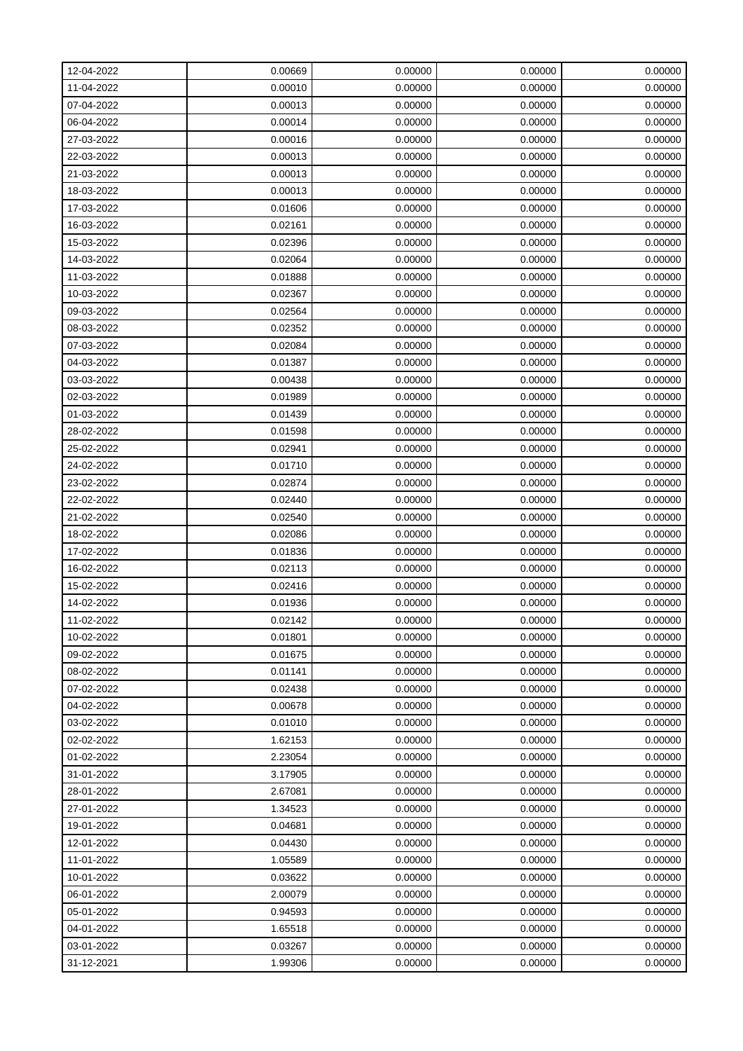| | | | | |
|---|---|---|---|---|
| 12-04-2022 | 0.00669 | 0.00000 | 0.00000 | 0.00000 |
| 11-04-2022 | 0.00010 | 0.00000 | 0.00000 | 0.00000 |
| 07-04-2022 | 0.00013 | 0.00000 | 0.00000 | 0.00000 |
| 06-04-2022 | 0.00014 | 0.00000 | 0.00000 | 0.00000 |
| 27-03-2022 | 0.00016 | 0.00000 | 0.00000 | 0.00000 |
| 22-03-2022 | 0.00013 | 0.00000 | 0.00000 | 0.00000 |
| 21-03-2022 | 0.00013 | 0.00000 | 0.00000 | 0.00000 |
| 18-03-2022 | 0.00013 | 0.00000 | 0.00000 | 0.00000 |
| 17-03-2022 | 0.01606 | 0.00000 | 0.00000 | 0.00000 |
| 16-03-2022 | 0.02161 | 0.00000 | 0.00000 | 0.00000 |
| 15-03-2022 | 0.02396 | 0.00000 | 0.00000 | 0.00000 |
| 14-03-2022 | 0.02064 | 0.00000 | 0.00000 | 0.00000 |
| 11-03-2022 | 0.01888 | 0.00000 | 0.00000 | 0.00000 |
| 10-03-2022 | 0.02367 | 0.00000 | 0.00000 | 0.00000 |
| 09-03-2022 | 0.02564 | 0.00000 | 0.00000 | 0.00000 |
| 08-03-2022 | 0.02352 | 0.00000 | 0.00000 | 0.00000 |
| 07-03-2022 | 0.02084 | 0.00000 | 0.00000 | 0.00000 |
| 04-03-2022 | 0.01387 | 0.00000 | 0.00000 | 0.00000 |
| 03-03-2022 | 0.00438 | 0.00000 | 0.00000 | 0.00000 |
| 02-03-2022 | 0.01989 | 0.00000 | 0.00000 | 0.00000 |
| 01-03-2022 | 0.01439 | 0.00000 | 0.00000 | 0.00000 |
| 28-02-2022 | 0.01598 | 0.00000 | 0.00000 | 0.00000 |
| 25-02-2022 | 0.02941 | 0.00000 | 0.00000 | 0.00000 |
| 24-02-2022 | 0.01710 | 0.00000 | 0.00000 | 0.00000 |
| 23-02-2022 | 0.02874 | 0.00000 | 0.00000 | 0.00000 |
| 22-02-2022 | 0.02440 | 0.00000 | 0.00000 | 0.00000 |
| 21-02-2022 | 0.02540 | 0.00000 | 0.00000 | 0.00000 |
| 18-02-2022 | 0.02086 | 0.00000 | 0.00000 | 0.00000 |
| 17-02-2022 | 0.01836 | 0.00000 | 0.00000 | 0.00000 |
| 16-02-2022 | 0.02113 | 0.00000 | 0.00000 | 0.00000 |
| 15-02-2022 | 0.02416 | 0.00000 | 0.00000 | 0.00000 |
| 14-02-2022 | 0.01936 | 0.00000 | 0.00000 | 0.00000 |
| 11-02-2022 | 0.02142 | 0.00000 | 0.00000 | 0.00000 |
| 10-02-2022 | 0.01801 | 0.00000 | 0.00000 | 0.00000 |
| 09-02-2022 | 0.01675 | 0.00000 | 0.00000 | 0.00000 |
| 08-02-2022 | 0.01141 | 0.00000 | 0.00000 | 0.00000 |
| 07-02-2022 | 0.02438 | 0.00000 | 0.00000 | 0.00000 |
| 04-02-2022 | 0.00678 | 0.00000 | 0.00000 | 0.00000 |
| 03-02-2022 | 0.01010 | 0.00000 | 0.00000 | 0.00000 |
| 02-02-2022 | 1.62153 | 0.00000 | 0.00000 | 0.00000 |
| 01-02-2022 | 2.23054 | 0.00000 | 0.00000 | 0.00000 |
| 31-01-2022 | 3.17905 | 0.00000 | 0.00000 | 0.00000 |
| 28-01-2022 | 2.67081 | 0.00000 | 0.00000 | 0.00000 |
| 27-01-2022 | 1.34523 | 0.00000 | 0.00000 | 0.00000 |
| 19-01-2022 | 0.04681 | 0.00000 | 0.00000 | 0.00000 |
| 12-01-2022 | 0.04430 | 0.00000 | 0.00000 | 0.00000 |
| 11-01-2022 | 1.05589 | 0.00000 | 0.00000 | 0.00000 |
| 10-01-2022 | 0.03622 | 0.00000 | 0.00000 | 0.00000 |
| 06-01-2022 | 2.00079 | 0.00000 | 0.00000 | 0.00000 |
| 05-01-2022 | 0.94593 | 0.00000 | 0.00000 | 0.00000 |
| 04-01-2022 | 1.65518 | 0.00000 | 0.00000 | 0.00000 |
| 03-01-2022 | 0.03267 | 0.00000 | 0.00000 | 0.00000 |
| 31-12-2021 | 1.99306 | 0.00000 | 0.00000 | 0.00000 |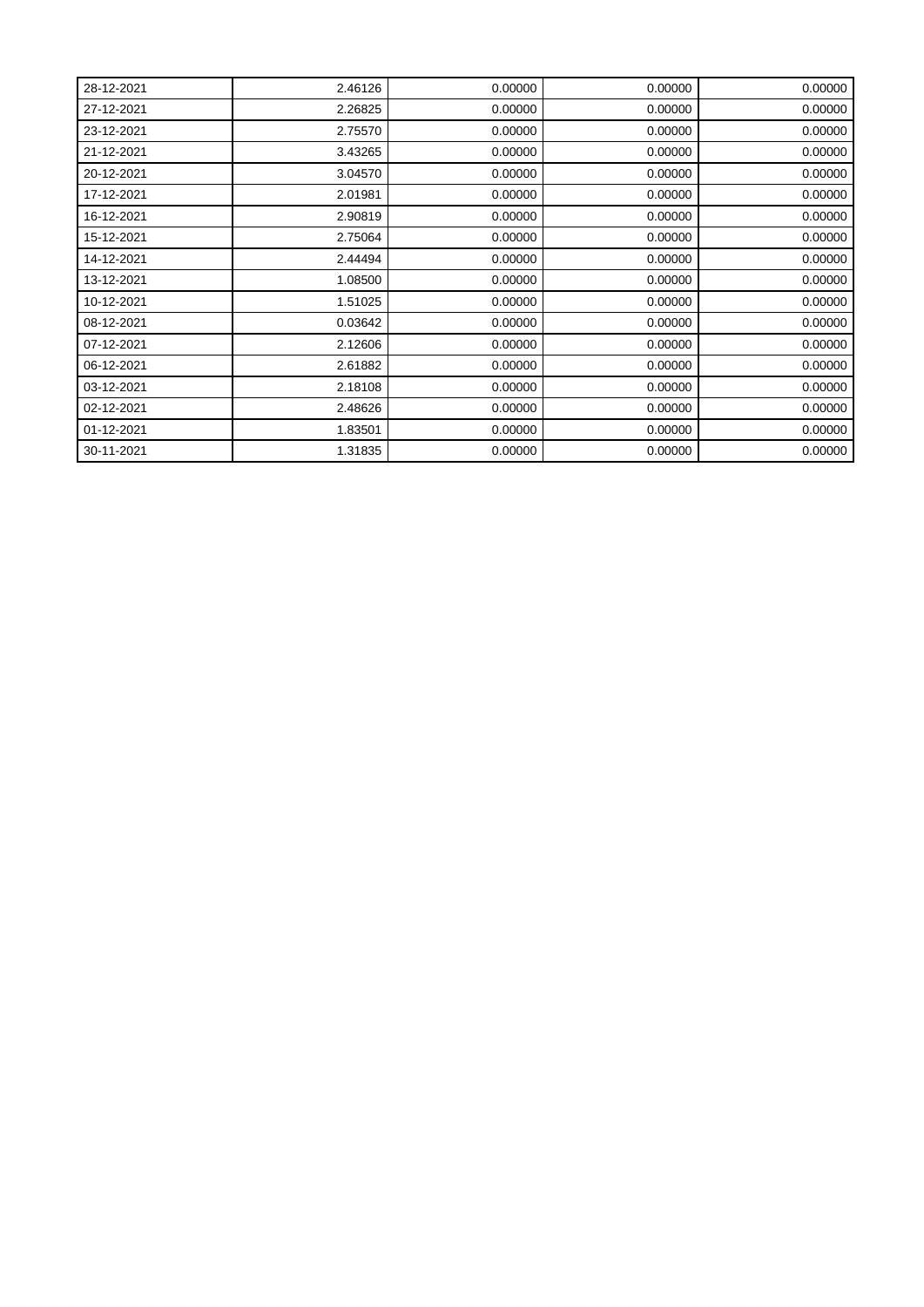| | | | | |
|---|---|---|---|---|
| 28-12-2021 | 2.46126 | 0.00000 | 0.00000 | 0.00000 |
| 27-12-2021 | 2.26825 | 0.00000 | 0.00000 | 0.00000 |
| 23-12-2021 | 2.75570 | 0.00000 | 0.00000 | 0.00000 |
| 21-12-2021 | 3.43265 | 0.00000 | 0.00000 | 0.00000 |
| 20-12-2021 | 3.04570 | 0.00000 | 0.00000 | 0.00000 |
| 17-12-2021 | 2.01981 | 0.00000 | 0.00000 | 0.00000 |
| 16-12-2021 | 2.90819 | 0.00000 | 0.00000 | 0.00000 |
| 15-12-2021 | 2.75064 | 0.00000 | 0.00000 | 0.00000 |
| 14-12-2021 | 2.44494 | 0.00000 | 0.00000 | 0.00000 |
| 13-12-2021 | 1.08500 | 0.00000 | 0.00000 | 0.00000 |
| 10-12-2021 | 1.51025 | 0.00000 | 0.00000 | 0.00000 |
| 08-12-2021 | 0.03642 | 0.00000 | 0.00000 | 0.00000 |
| 07-12-2021 | 2.12606 | 0.00000 | 0.00000 | 0.00000 |
| 06-12-2021 | 2.61882 | 0.00000 | 0.00000 | 0.00000 |
| 03-12-2021 | 2.18108 | 0.00000 | 0.00000 | 0.00000 |
| 02-12-2021 | 2.48626 | 0.00000 | 0.00000 | 0.00000 |
| 01-12-2021 | 1.83501 | 0.00000 | 0.00000 | 0.00000 |
| 30-11-2021 | 1.31835 | 0.00000 | 0.00000 | 0.00000 |